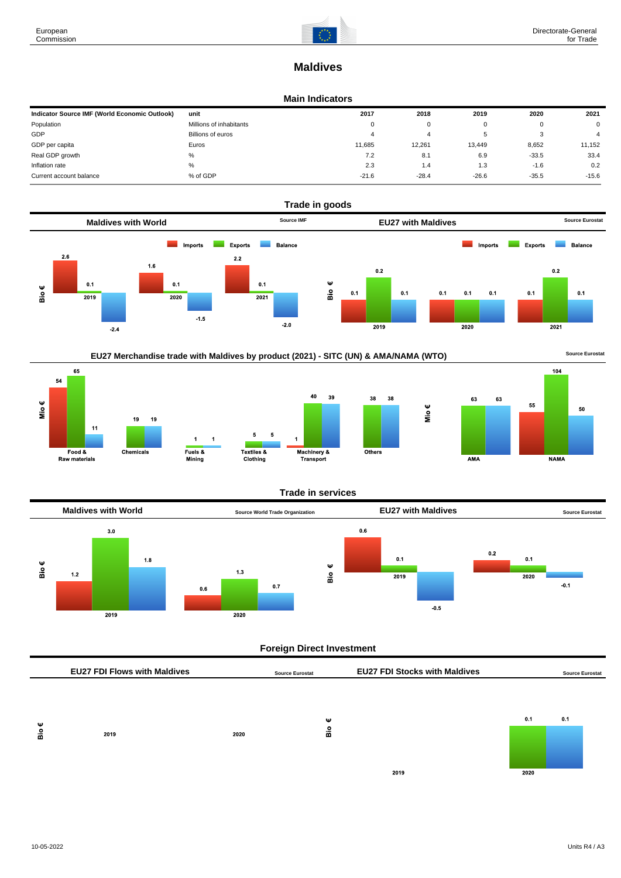# Maldives

## Main Indicators

| Indicator Source IMF (World Economic Outlook) | unit | 2017 | 2018 | 2019 | 2020 | 2021 |
|---|---|---|---|---|---|---|
| Population | Millions of inhabitants | 0 | 0 | 0 | 0 | 0 |
| GDP | Billions of euros | 4 | 4 | 5 | 3 | 4 |
| GDP per capita | Euros | 11,685 | 12,261 | 13,449 | 8,652 | 11,152 |
| Real GDP growth | % | 7.2 | 8.1 | 6.9 | -33.5 | 33.4 |
| Inflation rate | % | 2.3 | 1.4 | 1.3 | -1.6 | 0.2 |
| Current account balance | % of GDP | -21.6 | -28.4 | -26.6 | -35.5 | -15.6 |

## Trade in goods

### Maldives with World

Source IMF

Bio €

| | Imports | Exports | Balance |
|---|---|---|---|
| 2019 | 2.6 | 0.1 | -2.4 |
| 2020 | 1.6 | 0.1 | -1.5 |
| 2021 | 2.2 | 0.1 | -2.0 |

### EU27 with Maldives

Source Eurostat

Bio €

| | Imports | Exports | Balance |
|---|---|---|---|
| 2019 | 0.1 | 0.2 | 0.1 |
| 2020 | 0.1 | 0.1 | 0.1 |
| 2021 | 0.1 | 0.2 | 0.1 |

### EU27 Merchandise trade with Maldives by product (2021) - SITC (UN) & AMA/NAMA (WTO)

Source Eurostat

Mio €

| | Imports | Exports | Balance |
|---|---|---|---|
| Food & Raw materials | 54 | 65 | 11 |
| Chemicals | | 19 | 19 |
| Fuels & Mining | | 1 | 1 |
| Textiles & Clothing | | 5 | 5 |
| Machinery & Transport | 1 | 40 | 39 |
| Others | | 38 | 38 |
| AMA | | 63 | 63 |
| NAMA | 55 | 104 | 50 |

## Trade in services

### Maldives with World

Source World Trade Organization

Bio €

| | Imports | Exports | Balance |
|---|---|---|---|
| 2019 | 1.2 | 3.0 | 1.8 |
| 2020 | 0.6 | 1.3 | 0.7 |

### EU27 with Maldives

Source Eurostat

Bio €

| | Imports | Exports | Balance |
|---|---|---|---|
| 2019 | 0.6 | 0.1 | -0.5 |
| 2020 | 0.2 | 0.1 | -0.1 |

## Foreign Direct Investment

### EU27 FDI Flows with Maldives

Source Eurostat

Bio €

| | Inward | Outward |
|---|---|---|
| 2019 | | |
| 2020 | | |

### EU27 FDI Stocks with Maldives

Source Eurostat

Bio €

| | Inward | Outward |
|---|---|---|
| 2019 | | |
| 2020 | 0.1 | 0.1 |

10-05-2022

Units R4 / A3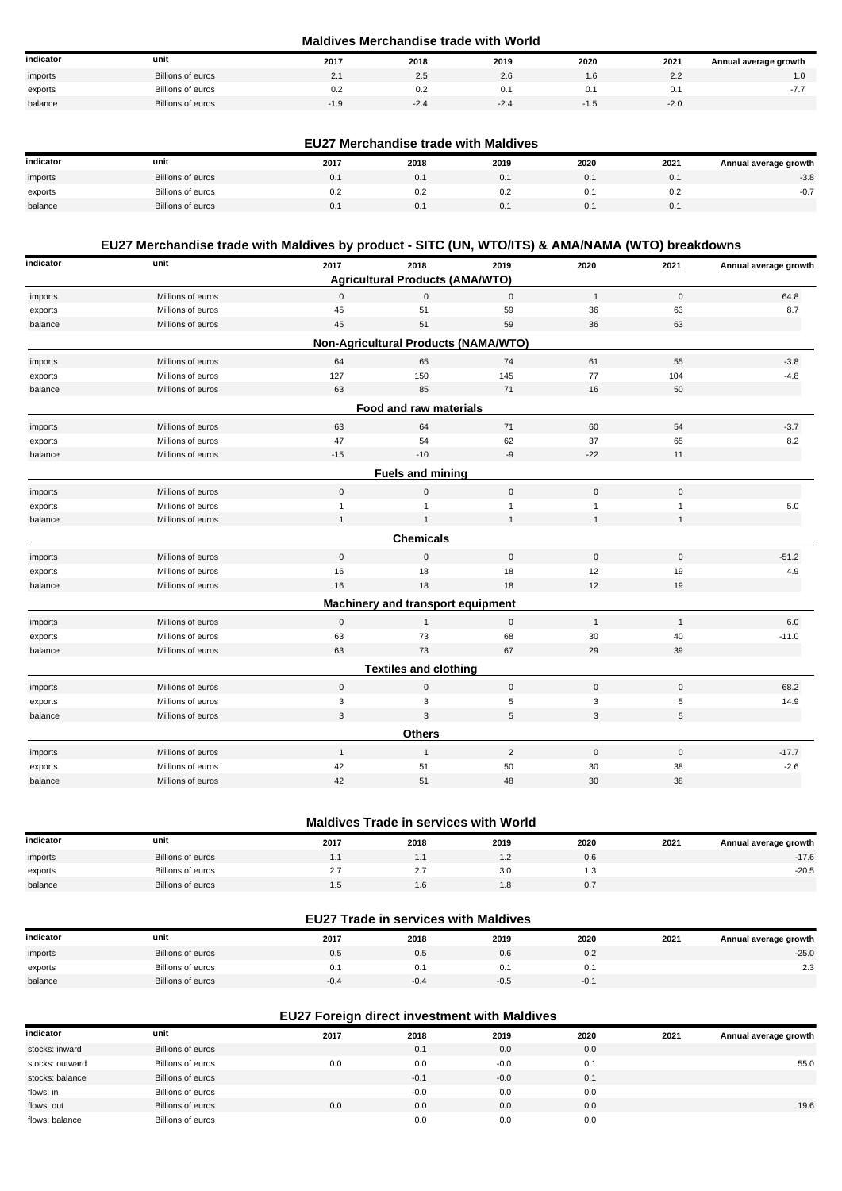### Maldives Merchandise trade with World

| indicator | unit | 2017 | 2018 | 2019 | 2020 | 2021 | Annual average growth |
|---|---|---|---|---|---|---|---|
| imports | Billions of euros | 2.1 | 2.5 | 2.6 | 1.6 | 2.2 | 1.0 |
| exports | Billions of euros | 0.2 | 0.2 | 0.1 | 0.1 | 0.1 | -7.7 |
| balance | Billions of euros | -1.9 | -2.4 | -2.4 | -1.5 | -2.0 | |

### EU27 Merchandise trade with Maldives

| indicator | unit | 2017 | 2018 | 2019 | 2020 | 2021 | Annual average growth |
|---|---|---|---|---|---|---|---|
| imports | Billions of euros | 0.1 | 0.1 | 0.1 | 0.1 | 0.1 | -3.8 |
| exports | Billions of euros | 0.2 | 0.2 | 0.2 | 0.1 | 0.2 | -0.7 |
| balance | Billions of euros | 0.1 | 0.1 | 0.1 | 0.1 | 0.1 | |

### EU27 Merchandise trade with Maldives by product - SITC (UN, WTO/ITS) & AMA/NAMA (WTO) breakdowns

| indicator | unit | 2017 | 2018 | 2019 | 2020 | 2021 | Annual average growth |
|---|---|---|---|---|---|---|---|
| **Agricultural Products (AMA/WTO)** | | | | | | | |
| imports | Millions of euros | 0 | 0 | 0 | 1 | 0 | 64.8 |
| exports | Millions of euros | 45 | 51 | 59 | 36 | 63 | 8.7 |
| balance | Millions of euros | 45 | 51 | 59 | 36 | 63 | |
| **Non-Agricultural Products (NAMA/WTO)** | | | | | | | |
| imports | Millions of euros | 64 | 65 | 74 | 61 | 55 | -3.8 |
| exports | Millions of euros | 127 | 150 | 145 | 77 | 104 | -4.8 |
| balance | Millions of euros | 63 | 85 | 71 | 16 | 50 | |
| **Food and raw materials** | | | | | | | |
| imports | Millions of euros | 63 | 64 | 71 | 60 | 54 | -3.7 |
| exports | Millions of euros | 47 | 54 | 62 | 37 | 65 | 8.2 |
| balance | Millions of euros | -15 | -10 | -9 | -22 | 11 | |
| **Fuels and mining** | | | | | | | |
| imports | Millions of euros | 0 | 0 | 0 | 0 | 0 | |
| exports | Millions of euros | 1 | 1 | 1 | 1 | 1 | 5.0 |
| balance | Millions of euros | 1 | 1 | 1 | 1 | 1 | |
| **Chemicals** | | | | | | | |
| imports | Millions of euros | 0 | 0 | 0 | 0 | 0 | -51.2 |
| exports | Millions of euros | 16 | 18 | 18 | 12 | 19 | 4.9 |
| balance | Millions of euros | 16 | 18 | 18 | 12 | 19 | |
| **Machinery and transport equipment** | | | | | | | |
| imports | Millions of euros | 0 | 1 | 0 | 1 | 1 | 6.0 |
| exports | Millions of euros | 63 | 73 | 68 | 30 | 40 | -11.0 |
| balance | Millions of euros | 63 | 73 | 67 | 29 | 39 | |
| **Textiles and clothing** | | | | | | | |
| imports | Millions of euros | 0 | 0 | 0 | 0 | 0 | 68.2 |
| exports | Millions of euros | 3 | 3 | 5 | 3 | 5 | 14.9 |
| balance | Millions of euros | 3 | 3 | 5 | 3 | 5 | |
| **Others** | | | | | | | |
| imports | Millions of euros | 1 | 1 | 2 | 0 | 0 | -17.7 |
| exports | Millions of euros | 42 | 51 | 50 | 30 | 38 | -2.6 |
| balance | Millions of euros | 42 | 51 | 48 | 30 | 38 | |

### Maldives Trade in services with World

| indicator | unit | 2017 | 2018 | 2019 | 2020 | 2021 | Annual average growth |
|---|---|---|---|---|---|---|---|
| imports | Billions of euros | 1.1 | 1.1 | 1.2 | 0.6 | | -17.6 |
| exports | Billions of euros | 2.7 | 2.7 | 3.0 | 1.3 | | -20.5 |
| balance | Billions of euros | 1.5 | 1.6 | 1.8 | 0.7 | | |

### EU27 Trade in services with Maldives

| indicator | unit | 2017 | 2018 | 2019 | 2020 | 2021 | Annual average growth |
|---|---|---|---|---|---|---|---|
| imports | Billions of euros | 0.5 | 0.5 | 0.6 | 0.2 | | -25.0 |
| exports | Billions of euros | 0.1 | 0.1 | 0.1 | 0.1 | | 2.3 |
| balance | Billions of euros | -0.4 | -0.4 | -0.5 | -0.1 | | |

### EU27 Foreign direct investment with Maldives

| indicator | unit | 2017 | 2018 | 2019 | 2020 | 2021 | Annual average growth |
|---|---|---|---|---|---|---|---|
| stocks: inward | Billions of euros | | 0.1 | 0.0 | 0.0 | | |
| stocks: outward | Billions of euros | 0.0 | 0.0 | -0.0 | 0.1 | | 55.0 |
| stocks: balance | Billions of euros | | -0.1 | -0.0 | 0.1 | | |
| flows: in | Billions of euros | | -0.0 | 0.0 | 0.0 | | |
| flows: out | Billions of euros | 0.0 | 0.0 | 0.0 | 0.0 | | 19.6 |
| flows: balance | Billions of euros | | 0.0 | 0.0 | 0.0 | | |